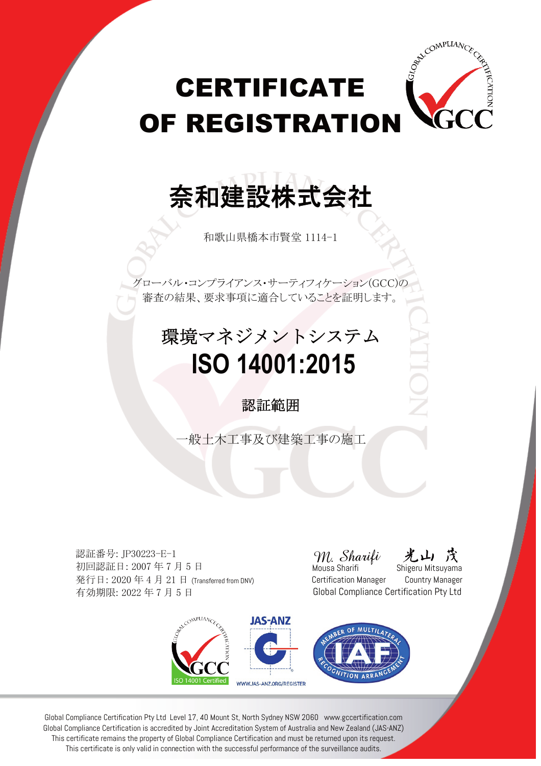# CERTIFICATE OF REGISTRATION

# 奈和建設株式会社

和歌山県橋本市賢堂 1114-1

グローバル・コンプライアンス・サーティフィケーション(GCC)の
審査の結果、要求事項に適合していることを証明します。

## 環境マネジメントシステム
## ISO 14001:2015

### 認証範囲

一般土木工事及び建築工事の施工

認証番号: JP30223-E-1
初回認証日: 2007 年 7 月 5 日
発行日: 2020 年 4 月 21 日 (Transferred from DNV)
有効期限: 2022 年 7 月 5 日

| M. Sharifi | 光山 茂 |
|---|---|
| Mousa Sharifi | Shigeru Mitsuyama |
| Certification Manager | Country Manager |

Global Compliance Certification Pty Ltd

ISO 14001 Certified

JAS-ANZ
WWW.JAS-ANZ.ORG/REGISTER

MEMBER OF MULTILATERAL RECOGNITION ARRANGEMENT IAF

Global Compliance Certification Pty Ltd Level 17, 40 Mount St, North Sydney NSW 2060 www.gccertification.com
Global Compliance Certification is accredited by Joint Accreditation System of Australia and New Zealand (JAS-ANZ)
This certificate remains the property of Global Compliance Certification and must be returned upon its request.
This certificate is only valid in connection with the successful performance of the surveillance audits.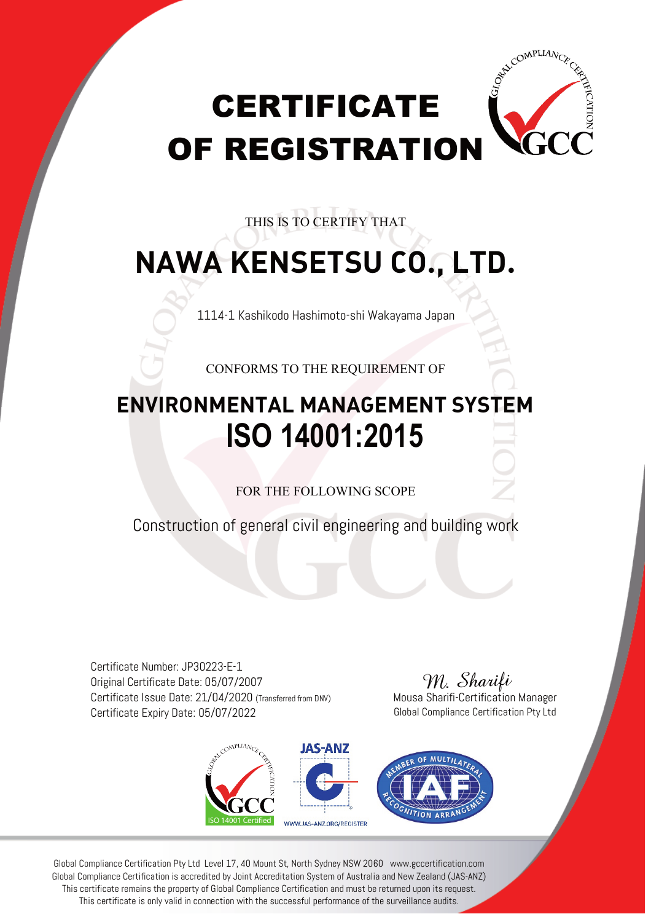# CERTIFICATE OF REGISTRATION

THIS IS TO CERTIFY THAT

## NAWA KENSETSU CO., LTD.

1114-1 Kashikodo Hashimoto-shi Wakayama Japan

CONFORMS TO THE REQUIREMENT OF

## ENVIRONMENTAL MANAGEMENT SYSTEM
## ISO 14001:2015

FOR THE FOLLOWING SCOPE

Construction of general civil engineering and building work

Certificate Number: JP30223-E-1
Original Certificate Date: 05/07/2007
Certificate Issue Date: 21/04/2020 (Transferred from DNV)
Certificate Expiry Date: 05/07/2022

M. Sharifi
Mousa Sharifi-Certification Manager
Global Compliance Certification Pty Ltd

ISO 14001 Certified

JAS-ANZ
WWW.JAS-ANZ.ORG/REGISTER

MEMBER OF MULTILATERAL RECOGNITION ARRANGEMENT IAF

Global Compliance Certification Pty Ltd Level 17, 40 Mount St, North Sydney NSW 2060 www.gccertification.com
Global Compliance Certification is accredited by Joint Accreditation System of Australia and New Zealand (JAS-ANZ)
This certificate remains the property of Global Compliance Certification and must be returned upon its request.
This certificate is only valid in connection with the successful performance of the surveillance audits.